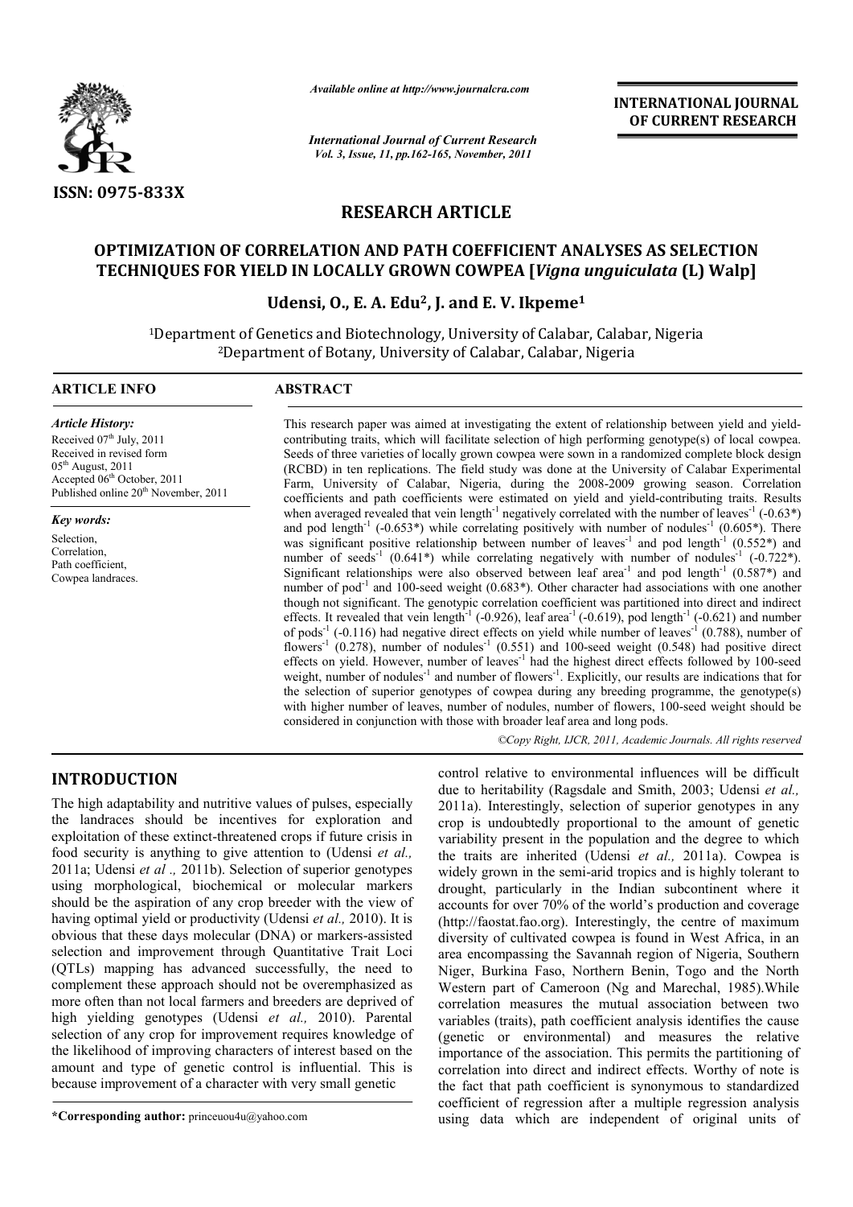*Available online at http://www.journalcra.com*

*International Journal of Current Research*
*Vol. 3, Issue, 11, pp.162-165, November, 2011*

**INTERNATIONAL JOURNAL OF CURRENT RESEARCH**

**ISSN: 0975-833X**

## RESEARCH ARTICLE

# OPTIMIZATION OF CORRELATION AND PATH COEFFICIENT ANALYSES AS SELECTION TECHNIQUES FOR YIELD IN LOCALLY GROWN COWPEA [*Vigna unguiculata* (L) Walp]

**Udensi, O., E. A. Edu[2], J. and E. V. Ikpeme[1]**

[1]Department of Genetics and Biotechnology, University of Calabar, Calabar, Nigeria
[2]Department of Botany, University of Calabar, Calabar, Nigeria

### ARTICLE INFO

*Article History:*
Received 07[th] July, 2011
Received in revised form
05[th] August, 2011
Accepted 06[th] October, 2011
Published online 20[th] November, 2011

*Key words:*
Selection,
Correlation,
Path coefficient,
Cowpea landraces.

### ABSTRACT

This research paper was aimed at investigating the extent of relationship between yield and yield-contributing traits, which will facilitate selection of high performing genotype(s) of local cowpea. Seeds of three varieties of locally grown cowpea were sown in a randomized complete block design (RCBD) in ten replications. The field study was done at the University of Calabar Experimental Farm, University of Calabar, Nigeria, during the 2008-2009 growing season. Correlation coefficients and path coefficients were estimated on yield and yield-contributing traits. Results when averaged revealed that vein length$^{-1}$ negatively correlated with the number of leaves$^{-1}$ (-0.63*) and pod length$^{-1}$ (-0.653*) while correlating positively with number of nodules$^{-1}$ (0.605*). There was significant positive relationship between number of leaves$^{-1}$ and pod length$^{-1}$ (0.552*) and number of seeds$^{-1}$ (0.641*) while correlating negatively with number of nodules$^{-1}$ (-0.722*). Significant relationships were also observed between leaf area$^{-1}$ and pod length$^{-1}$ (0.587*) and number of pod$^{-1}$ and 100-seed weight (0.683*). Other character had associations with one another though not significant. The genotypic correlation coefficient was partitioned into direct and indirect effects. It revealed that vein length$^{-1}$ (-0.926), leaf area$^{-1}$ (-0.619), pod length$^{-1}$ (-0.621) and number of pods$^{-1}$ (-0.116) had negative direct effects on yield while number of leaves$^{-1}$ (0.788), number of flowers$^{-1}$ (0.278), number of nodules$^{-1}$ (0.551) and 100-seed weight (0.548) had positive direct effects on yield. However, number of leaves$^{-1}$ had the highest direct effects followed by 100-seed weight, number of nodules$^{-1}$ and number of flowers$^{-1}$. Explicitly, our results are indications that for the selection of superior genotypes of cowpea during any breeding programme, the genotype(s) with higher number of leaves, number of nodules, number of flowers, 100-seed weight should be considered in conjunction with those with broader leaf area and long pods.

*©Copy Right, IJCR, 2011, Academic Journals. All rights reserved*

## INTRODUCTION

The high adaptability and nutritive values of pulses, especially the landraces should be incentives for exploration and exploitation of these extinct-threatened crops if future crisis in food security is anything to give attention to (Udensi *et al.,* 2011a; Udensi *et al .,* 2011b). Selection of superior genotypes using morphological, biochemical or molecular markers should be the aspiration of any crop breeder with the view of having optimal yield or productivity (Udensi *et al.,* 2010). It is obvious that these days molecular (DNA) or markers-assisted selection and improvement through Quantitative Trait Loci (QTLs) mapping has advanced successfully, the need to complement these approach should not be overemphasized as more often than not local farmers and breeders are deprived of high yielding genotypes (Udensi *et al.,* 2010). Parental selection of any crop for improvement requires knowledge of the likelihood of improving characters of interest based on the amount and type of genetic control is influential. This is because improvement of a character with very small genetic control relative to environmental influences will be difficult due to heritability (Ragsdale and Smith, 2003; Udensi *et al.,* 2011a). Interestingly, selection of superior genotypes in any crop is undoubtedly proportional to the amount of genetic variability present in the population and the degree to which the traits are inherited (Udensi *et al.,* 2011a). Cowpea is widely grown in the semi-arid tropics and is highly tolerant to drought, particularly in the Indian subcontinent where it accounts for over 70% of the world's production and coverage (http://faostat.fao.org). Interestingly, the centre of maximum diversity of cultivated cowpea is found in West Africa, in an area encompassing the Savannah region of Nigeria, Southern Niger, Burkina Faso, Northern Benin, Togo and the North Western part of Cameroon (Ng and Marechal, 1985).While correlation measures the mutual association between two variables (traits), path coefficient analysis identifies the cause (genetic or environmental) and measures the relative importance of the association. This permits the partitioning of correlation into direct and indirect effects. Worthy of note is the fact that path coefficient is synonymous to standardized coefficient of regression after a multiple regression analysis using data which are independent of original units of

**\*Corresponding author:** princeuou4u@yahoo.com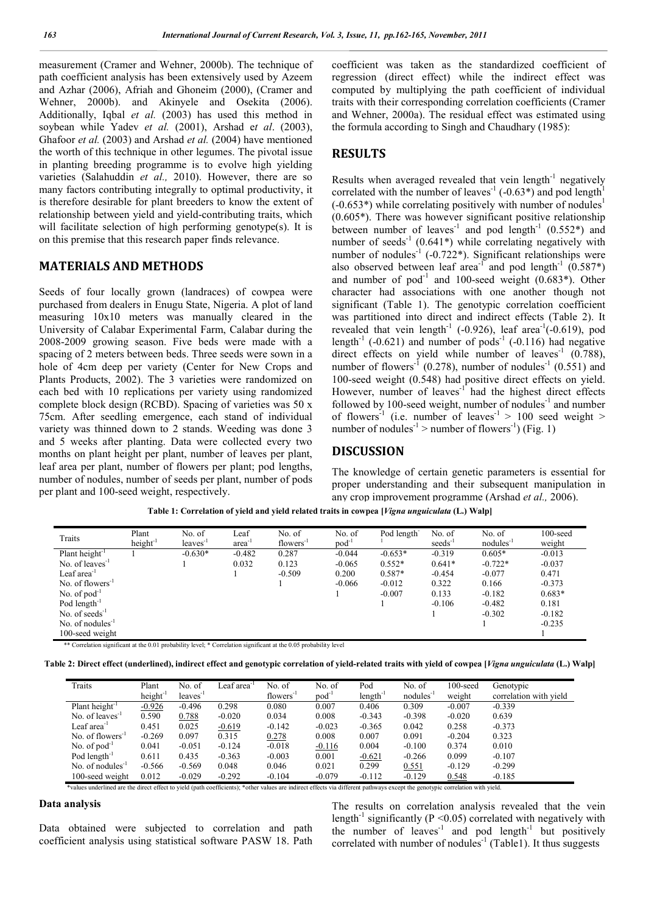measurement (Cramer and Wehner, 2000b). The technique of path coefficient analysis has been extensively used by Azeem and Azhar (2006), Afriah and Ghoneim (2000), (Cramer and Wehner, 2000b). and Akinyele and Osekita (2006). Additionally, Iqbal *et al.* (2003) has used this method in soybean while Yadev *et al.* (2001), Arshad e*t al*. (2003), Ghafoor *et al.* (2003) and Arshad *et al.* (2004) have mentioned the worth of this technique in other legumes. The pivotal issue in planting breeding programme is to evolve high yielding varieties (Salahuddin *et al.,* 2010). However, there are so many factors contributing integrally to optimal productivity, it is therefore desirable for plant breeders to know the extent of relationship between yield and yield-contributing traits, which will facilitate selection of high performing genotype(s). It is on this premise that this research paper finds relevance.

## MATERIALS AND METHODS

Seeds of four locally grown (landraces) of cowpea were purchased from dealers in Enugu State, Nigeria. A plot of land measuring 10x10 meters was manually cleared in the University of Calabar Experimental Farm, Calabar during the 2008-2009 growing season. Five beds were made with a spacing of 2 meters between beds. Three seeds were sown in a hole of 4cm deep per variety (Center for New Crops and Plants Products, 2002). The 3 varieties were randomized on each bed with 10 replications per variety using randomized complete block design (RCBD). Spacing of varieties was 50 x 75cm. After seedling emergence, each stand of individual variety was thinned down to 2 stands. Weeding was done 3 and 5 weeks after planting. Data were collected every two months on plant height per plant, number of leaves per plant, leaf area per plant, number of flowers per plant; pod lengths, number of nodules, number of seeds per plant, number of pods per plant and 100-seed weight, respectively.

### Data analysis

Data obtained were subjected to correlation and path coefficient analysis using statistical software PASW 18. Path coefficient was taken as the standardized coefficient of regression (direct effect) while the indirect effect was computed by multiplying the path coefficient of individual traits with their corresponding correlation coefficients (Cramer and Wehner, 2000a). The residual effect was estimated using the formula according to Singh and Chaudhary (1985):

## RESULTS

Results when averaged revealed that vein length$^{-1}$ negatively correlated with the number of leaves$^{-1}$ (-0.63*) and pod length$^{1}$ (-0.653*) while correlating positively with number of nodules$^{1}$ (0.605*). There was however significant positive relationship between number of leaves$^{-1}$ and pod length$^{-1}$ (0.552*) and number of seeds$^{-1}$ (0.641*) while correlating negatively with number of nodules$^{-1}$ (-0.722*). Significant relationships were also observed between leaf area$^{-1}$ and pod length$^{-1}$ (0.587*) and number of pod$^{-1}$ and 100-seed weight (0.683*). Other character had associations with one another though not significant (Table 1). The genotypic correlation coefficient was partitioned into direct and indirect effects (Table 2). It revealed that vein length$^{-1}$ (-0.926), leaf area$^{-1}$(-0.619), pod length$^{-1}$ (-0.621) and number of pods$^{-1}$ (-0.116) had negative direct effects on yield while number of leaves$^{-1}$ (0.788), number of flowers$^{-1}$ (0.278), number of nodules$^{-1}$ (0.551) and 100-seed weight (0.548) had positive direct effects on yield. However, number of leaves$^{-1}$ had the highest direct effects followed by 100-seed weight, number of nodules$^{-1}$ and number of flowers$^{-1}$ (i.e. number of leaves$^{-1}$ > 100 seed weight > number of nodules$^{-1}$ > number of flowers$^{-1}$) (Fig. 1)

## DISCUSSION

The knowledge of certain genetic parameters is essential for proper understanding and their subsequent manipulation in any crop improvement programme (Arshad *et al.,* 2006).

**Table 1: Correlation of yield and yield related traits in cowpea [*Vigna unguiculata* (L.) Walp]**

| Traits | Plant height$^{-1}$ | No. of leaves$^{-1}$ | Leaf area$^{-1}$ | No. of flowers$^{-1}$ | No. of pod$^{-1}$ | Pod length$^{-1}$ | No. of seeds$^{-1}$ | No. of nodules$^{-1}$ | 100-seed weight |
|---|---|---|---|---|---|---|---|---|---|
| Plant height$^{-1}$ | 1 | -0.630* | -0.482 | 0.287 | -0.044 | -0.653* | -0.319 | 0.605* | -0.013 |
| No. of leaves$^{-1}$ | | 1 | 0.032 | 0.123 | -0.065 | 0.552* | 0.641* | -0.722* | -0.037 |
| Leaf area$^{-1}$ | | | 1 | -0.509 | 0.200 | 0.587* | -0.454 | -0.077 | 0.471 |
| No. of flowers$^{-1}$ | | | | 1 | -0.066 | -0.012 | 0.322 | 0.166 | -0.373 |
| No. of pod$^{-1}$ | | | | | 1 | -0.007 | 0.133 | -0.182 | 0.683* |
| Pod length$^{-1}$ | | | | | | 1 | -0.106 | -0.482 | 0.181 |
| No. of seeds$^{-1}$ | | | | | | | 1 | -0.302 | -0.182 |
| No. of nodules$^{-1}$ | | | | | | | | 1 | -0.235 |
| 100-seed weight | | | | | | | | | 1 |

** Correlation significant at the 0.01 probability level; * Correlation significant at the 0.05 probability level

**Table 2: Direct effect (underlined), indirect effect and genotypic correlation of yield-related traits with yield of cowpea [*Vigna unguiculata* (L.) Walp]**

| Traits | Plant height$^{-1}$ | No. of leaves$^{-1}$ | Leaf area$^{-1}$ | No. of flowers$^{-1}$ | No. of pod$^{-1}$ | Pod length$^{-1}$ | No. of nodules$^{-1}$ | 100-seed weight | Genotypic correlation with yield |
|---|---|---|---|---|---|---|---|---|---|
| Plant height$^{-1}$ | <u>-0.926</u> | -0.496 | 0.298 | 0.080 | 0.007 | 0.406 | 0.309 | -0.007 | -0.339 |
| No. of leaves$^{-1}$ | 0.590 | <u>0.788</u> | -0.020 | 0.034 | 0.008 | -0.343 | -0.398 | -0.020 | 0.639 |
| Leaf area$^{-1}$ | 0.451 | 0.025 | <u>-0.619</u> | -0.142 | -0.023 | -0.365 | 0.042 | 0.258 | -0.373 |
| No. of flowers$^{-1}$ | -0.269 | 0.097 | 0.315 | <u>0.278</u> | 0.008 | 0.007 | 0.091 | -0.204 | 0.323 |
| No. of pod$^{-1}$ | 0.041 | -0.051 | -0.124 | -0.018 | <u>-0.116</u> | 0.004 | -0.100 | 0.374 | 0.010 |
| Pod length$^{-1}$ | 0.611 | 0.435 | -0.363 | -0.003 | 0.001 | <u>-0.621</u> | -0.266 | 0.099 | -0.107 |
| No. of nodules$^{-1}$ | -0.566 | -0.569 | 0.048 | 0.046 | 0.021 | 0.299 | <u>0.551</u> | -0.129 | -0.299 |
| 100-seed weight | 0.012 | -0.029 | -0.292 | -0.104 | -0.079 | -0.112 | -0.129 | <u>0.548</u> | -0.185 |

*values underlined are the direct effect to yield (path coefficients); *other values are indirect effects via different pathways except the genotypic correlation with yield.

The results on correlation analysis revealed that the vein length$^{-1}$ significantly ($P < 0.05$) correlated with negatively with the number of leaves$^{-1}$ and pod length$^{-1}$ but positively correlated with number of nodules$^{-1}$ (Table1). It thus suggests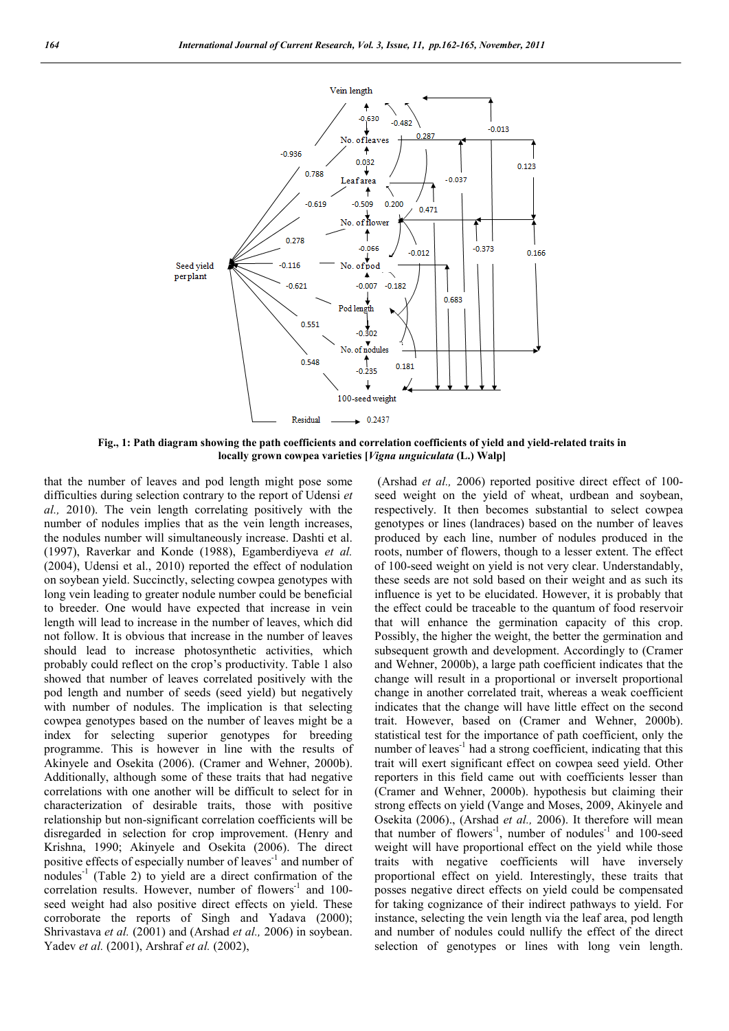Fig., 1: Path diagram showing the path coefficients and correlation coefficients of yield and yield-related traits in locally grown cowpea varieties [*Vigna unguiculata* (L.) Walp]

that the number of leaves and pod length might pose some difficulties during selection contrary to the report of Udensi *et al.,* 2010). The vein length correlating positively with the number of nodules implies that as the vein length increases, the nodules number will simultaneously increase. Dashti et al. (1997), Raverkar and Konde (1988), Egamberdiyeva *et al.* (2004), Udensi et al., 2010) reported the effect of nodulation on soybean yield. Succinctly, selecting cowpea genotypes with long vein leading to greater nodule number could be beneficial to breeder. One would have expected that increase in vein length will lead to increase in the number of leaves, which did not follow. It is obvious that increase in the number of leaves should lead to increase photosynthetic activities, which probably could reflect on the crop's productivity. Table 1 also showed that number of leaves correlated positively with the pod length and number of seeds (seed yield) but negatively with number of nodules. The implication is that selecting cowpea genotypes based on the number of leaves might be a index for selecting superior genotypes for breeding programme. This is however in line with the results of Akinyele and Osekita (2006). (Cramer and Wehner, 2000b). Additionally, although some of these traits that had negative correlations with one another will be difficult to select for in characterization of desirable traits, those with positive relationship but non-significant correlation coefficients will be disregarded in selection for crop improvement. (Henry and Krishna, 1990; Akinyele and Osekita (2006). The direct positive effects of especially number of leaves$^{-1}$ and number of nodules$^{-1}$ (Table 2) to yield are a direct confirmation of the correlation results. However, number of flowers$^{-1}$ and 100-seed weight had also positive direct effects on yield. These corroborate the reports of Singh and Yadava (2000); Shrivastava *et al.* (2001) and (Arshad *et al.,* 2006) in soybean. Yadev *et al.* (2001), Arshraf *et al.* (2002), (Arshad *et al.,* 2006) reported positive direct effect of 100-seed weight on the yield of wheat, urdbean and soybean, respectively. It then becomes substantial to select cowpea genotypes or lines (landraces) based on the number of leaves produced by each line, number of nodules produced in the roots, number of flowers, though to a lesser extent. The effect of 100-seed weight on yield is not very clear. Understandably, these seeds are not sold based on their weight and as such its influence is yet to be elucidated. However, it is probably that the effect could be traceable to the quantum of food reservoir that will enhance the germination capacity of this crop. Possibly, the higher the weight, the better the germination and subsequent growth and development. Accordingly to (Cramer and Wehner, 2000b), a large path coefficient indicates that the change will result in a proportional or inverselt proportional change in another correlated trait, whereas a weak coefficient indicates that the change will have little effect on the second trait. However, based on (Cramer and Wehner, 2000b). statistical test for the importance of path coefficient, only the number of leaves$^{-1}$ had a strong coefficient, indicating that this trait will exert significant effect on cowpea seed yield. Other reporters in this field came out with coefficients lesser than (Cramer and Wehner, 2000b). hypothesis but claiming their strong effects on yield (Vange and Moses, 2009, Akinyele and Osekita (2006)., (Arshad *et al.,* 2006). It therefore will mean that number of flowers$^{-1}$, number of nodules$^{-1}$ and 100-seed weight will have proportional effect on the yield while those traits with negative coefficients will have inversely proportional effect on yield. Interestingly, these traits that posses negative direct effects on yield could be compensated for taking cognizance of their indirect pathways to yield. For instance, selecting the vein length via the leaf area, pod length and number of nodules could nullify the effect of the direct selection of genotypes or lines with long vein length.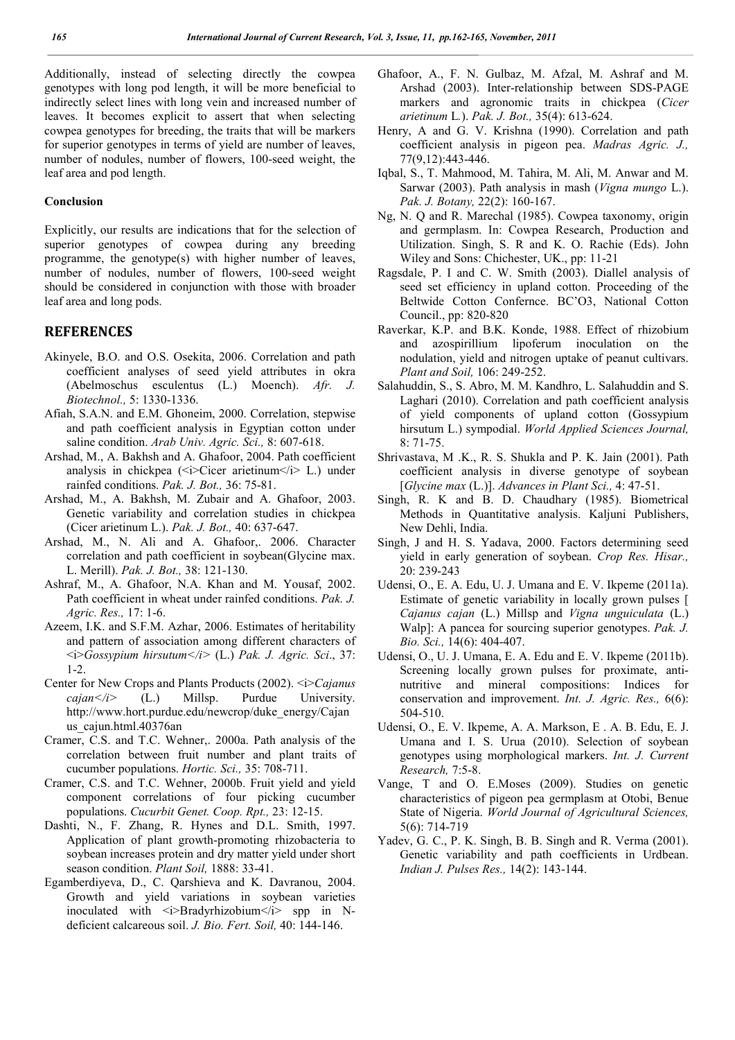Additionally, instead of selecting directly the cowpea genotypes with long pod length, it will be more beneficial to indirectly select lines with long vein and increased number of leaves. It becomes explicit to assert that when selecting cowpea genotypes for breeding, the traits that will be markers for superior genotypes in terms of yield are number of leaves, number of nodules, number of flowers, 100-seed weight, the leaf area and pod length.

### Conclusion

Explicitly, our results are indications that for the selection of superior genotypes of cowpea during any breeding programme, the genotype(s) with higher number of leaves, number of nodules, number of flowers, 100-seed weight should be considered in conjunction with those with broader leaf area and long pods.

## REFERENCES

Akinyele, B.O. and O.S. Osekita, 2006. Correlation and path coefficient analyses of seed yield attributes in okra (Abelmoschus esculentus (L.) Moench). *Afr. J. Biotechnol.,* 5: 1330-1336.

Afiah, S.A.N. and E.M. Ghoneim, 2000. Correlation, stepwise and path coefficient analysis in Egyptian cotton under saline condition. *Arab Univ. Agric. Sci.,* 8: 607-618.

Arshad, M., A. Bakhsh and A. Ghafoor, 2004. Path coefficient analysis in chickpea (<i>Cicer arietinum</i> L.) under rainfed conditions. *Pak. J. Bot.,* 36: 75-81.

Arshad, M., A. Bakhsh, M. Zubair and A. Ghafoor, 2003. Genetic variability and correlation studies in chickpea (Cicer arietinum L.). *Pak. J. Bot.,* 40: 637-647.

Arshad, M., N. Ali and A. Ghafoor,. 2006. Character correlation and path coefficient in soybean(Glycine max. L. Merill). *Pak. J. Bot.,* 38: 121-130.

Ashraf, M., A. Ghafoor, N.A. Khan and M. Yousaf, 2002. Path coefficient in wheat under rainfed conditions. *Pak. J. Agric. Res.,* 17: 1-6.

Azeem, I.K. and S.F.M. Azhar, 2006. Estimates of heritability and pattern of association among different characters of <i>*Gossypium hirsutum*</i> (L.) *Pak. J. Agric. Sci*., 37: 1-2.

Center for New Crops and Plants Products (2002). <i>*Cajanus cajan*</i> (L.) Millsp. Purdue University. http://www.hort.purdue.edu/newcrop/duke_energy/Cajan us_cajun.html.40376an

Cramer, C.S. and T.C. Wehner,. 2000a. Path analysis of the correlation between fruit number and plant traits of cucumber populations. *Hortic. Sci.,* 35: 708-711.

Cramer, C.S. and T.C. Wehner, 2000b. Fruit yield and yield component correlations of four picking cucumber populations. *Cucurbit Genet. Coop. Rpt.,* 23: 12-15.

Dashti, N., F. Zhang, R. Hynes and D.L. Smith, 1997. Application of plant growth-promoting rhizobacteria to soybean increases protein and dry matter yield under short season condition. *Plant Soil,* 1888: 33-41.

Egamberdiyeva, D., C. Qarshieva and K. Davranou, 2004. Growth and yield variations in soybean varieties inoculated with <i>Bradyrhizobium</i> spp in N-deficient calcareous soil. *J. Bio. Fert. Soil,* 40: 144-146.

Ghafoor, A., F. N. Gulbaz, M. Afzal, M. Ashraf and M. Arshad (2003). Inter-relationship between SDS-PAGE markers and agronomic traits in chickpea (*Cicer arietinum* L.). *Pak. J. Bot.,* 35(4): 613-624.

Henry, A and G. V. Krishna (1990). Correlation and path coefficient analysis in pigeon pea. *Madras Agric. J.,* 77(9,12):443-446.

Iqbal, S., T. Mahmood, M. Tahira, M. Ali, M. Anwar and M. Sarwar (2003). Path analysis in mash (*Vigna mungo* L.). *Pak. J. Botany,* 22(2): 160-167.

Ng, N. Q and R. Marechal (1985). Cowpea taxonomy, origin and germplasm. In: Cowpea Research, Production and Utilization. Singh, S. R and K. O. Rachie (Eds). John Wiley and Sons: Chichester, UK., pp: 11-21

Ragsdale, P. I and C. W. Smith (2003). Diallel analysis of seed set efficiency in upland cotton. Proceeding of the Beltwide Cotton Confernce. BC'O3, National Cotton Council., pp: 820-820

Raverkar, K.P. and B.K. Konde, 1988. Effect of rhizobium and azospirillium lipoferum inoculation on the nodulation, yield and nitrogen uptake of peanut cultivars. *Plant and Soil,* 106: 249-252.

Salahuddin, S., S. Abro, M. M. Kandhro, L. Salahuddin and S. Laghari (2010). Correlation and path coefficient analysis of yield components of upland cotton (Gossypium hirsutum L.) sympodial. *World Applied Sciences Journal,* 8: 71-75.

Shrivastava, M .K., R. S. Shukla and P. K. Jain (2001). Path coefficient analysis in diverse genotype of soybean [*Glycine max* (L.)]. *Advances in Plant Sci.,* 4: 47-51.

Singh, R. K and B. D. Chaudhary (1985). Biometrical Methods in Quantitative analysis. Kaljuni Publishers, New Dehli, India.

Singh, J and H. S. Yadava, 2000. Factors determining seed yield in early generation of soybean. *Crop Res. Hisar.,* 20: 239-243

Udensi, O., E. A. Edu, U. J. Umana and E. V. Ikpeme (2011a). Estimate of genetic variability in locally grown pulses [ *Cajanus cajan* (L.) Millsp and *Vigna unguiculata* (L.) Walp]: A pancea for sourcing superior genotypes. *Pak. J. Bio. Sci.,* 14(6): 404-407.

Udensi, O., U. J. Umana, E. A. Edu and E. V. Ikpeme (2011b). Screening locally grown pulses for proximate, anti-nutritive and mineral compositions: Indices for conservation and improvement. *Int. J. Agric. Res.,* 6(6): 504-510.

Udensi, O., E. V. Ikpeme, A. A. Markson, E . A. B. Edu, E. J. Umana and I. S. Urua (2010). Selection of soybean genotypes using morphological markers. *Int. J. Current Research,* 7:5-8.

Vange, T and O. E.Moses (2009). Studies on genetic characteristics of pigeon pea germplasm at Otobi, Benue State of Nigeria. *World Journal of Agricultural Sciences,* 5(6): 714-719

Yadev, G. C., P. K. Singh, B. B. Singh and R. Verma (2001). Genetic variability and path coefficients in Urdbean. *Indian J. Pulses Res.,* 14(2): 143-144.